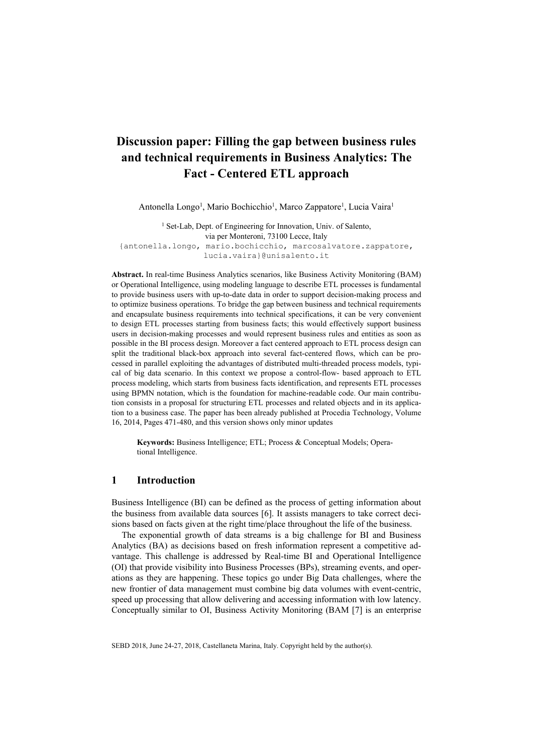# Discussion paper: Filling the gap between business rules and technical requirements in Business Analytics: The Fact - Centered ETL approach

Antonella Longo[1], Mario Bochicchio[1], Marco Zappatore[1], Lucia Vaira[1]

[1] Set-Lab, Dept. of Engineering for Innovation, Univ. of Salento, via per Monteroni, 73100 Lecce, Italy
{antonella.longo, mario.bochicchio, marcosalvatore.zappatore, lucia.vaira}@unisalento.it

**Abstract.** In real-time Business Analytics scenarios, like Business Activity Monitoring (BAM) or Operational Intelligence, using modeling language to describe ETL processes is fundamental to provide business users with up-to-date data in order to support decision-making process and to optimize business operations. To bridge the gap between business and technical requirements and encapsulate business requirements into technical specifications, it can be very convenient to design ETL processes starting from business facts; this would effectively support business users in decision-making processes and would represent business rules and entities as soon as possible in the BI process design. Moreover a fact centered approach to ETL process design can split the traditional black-box approach into several fact-centered flows, which can be processed in parallel exploiting the advantages of distributed multi-threaded process models, typical of big data scenario. In this context we propose a control-flow- based approach to ETL process modeling, which starts from business facts identification, and represents ETL processes using BPMN notation, which is the foundation for machine-readable code. Our main contribution consists in a proposal for structuring ETL processes and related objects and in its application to a business case. The paper has been already published at Procedia Technology, Volume 16, 2014, Pages 471-480, and this version shows only minor updates

**Keywords:** Business Intelligence; ETL; Process & Conceptual Models; Operational Intelligence.

## 1 Introduction

Business Intelligence (BI) can be defined as the process of getting information about the business from available data sources [6]. It assists managers to take correct decisions based on facts given at the right time/place throughout the life of the business.

The exponential growth of data streams is a big challenge for BI and Business Analytics (BA) as decisions based on fresh information represent a competitive advantage. This challenge is addressed by Real-time BI and Operational Intelligence (OI) that provide visibility into Business Processes (BPs), streaming events, and operations as they are happening. These topics go under Big Data challenges, where the new frontier of data management must combine big data volumes with event-centric, speed up processing that allow delivering and accessing information with low latency. Conceptually similar to OI, Business Activity Monitoring (BAM [7] is an enterprise

SEBD 2018, June 24-27, 2018, Castellaneta Marina, Italy. Copyright held by the author(s).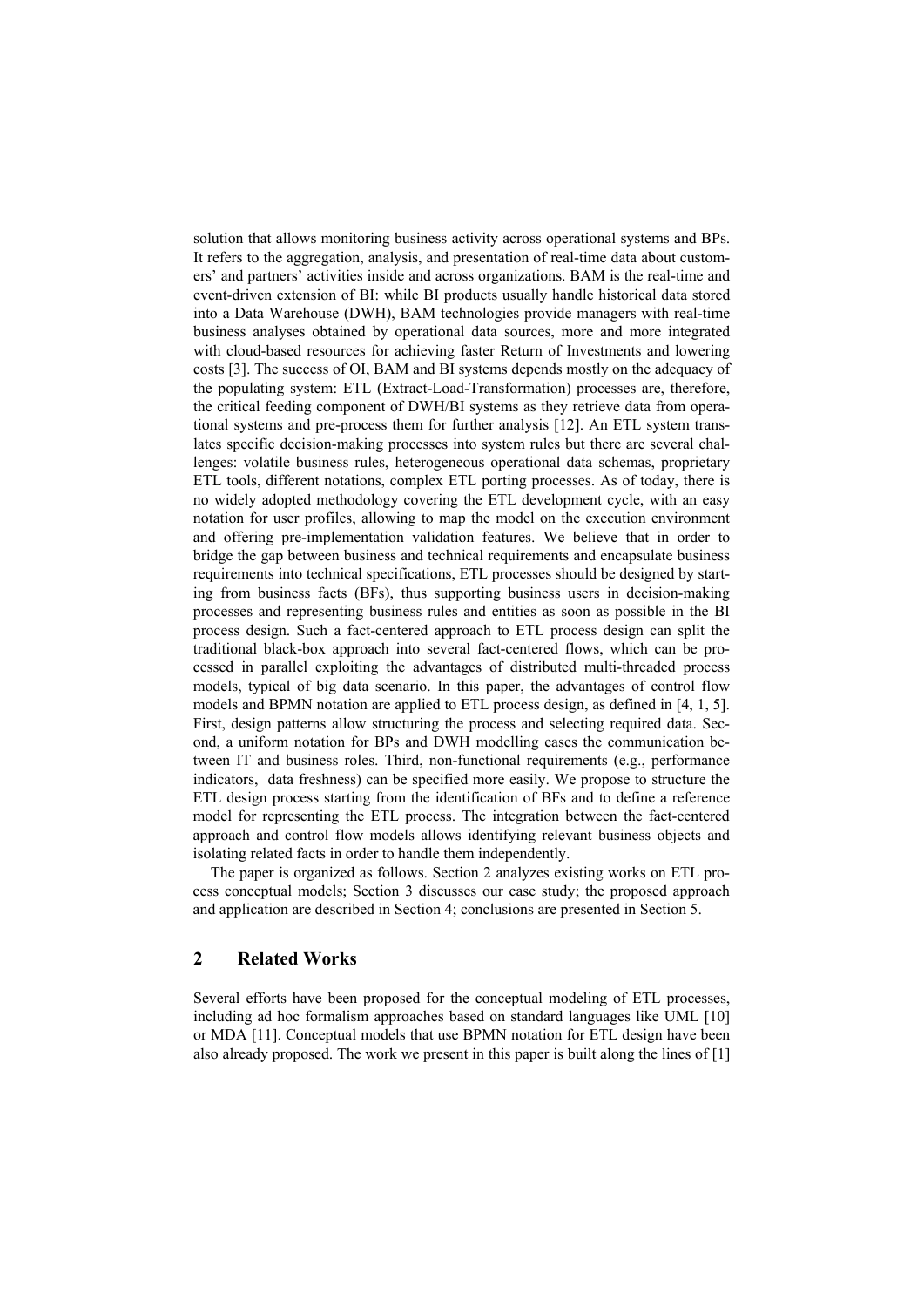solution that allows monitoring business activity across operational systems and BPs. It refers to the aggregation, analysis, and presentation of real-time data about customers' and partners' activities inside and across organizations. BAM is the real-time and event-driven extension of BI: while BI products usually handle historical data stored into a Data Warehouse (DWH), BAM technologies provide managers with real-time business analyses obtained by operational data sources, more and more integrated with cloud-based resources for achieving faster Return of Investments and lowering costs [3]. The success of OI, BAM and BI systems depends mostly on the adequacy of the populating system: ETL (Extract-Load-Transformation) processes are, therefore, the critical feeding component of DWH/BI systems as they retrieve data from operational systems and pre-process them for further analysis [12]. An ETL system translates specific decision-making processes into system rules but there are several challenges: volatile business rules, heterogeneous operational data schemas, proprietary ETL tools, different notations, complex ETL porting processes. As of today, there is no widely adopted methodology covering the ETL development cycle, with an easy notation for user profiles, allowing to map the model on the execution environment and offering pre-implementation validation features. We believe that in order to bridge the gap between business and technical requirements and encapsulate business requirements into technical specifications, ETL processes should be designed by starting from business facts (BFs), thus supporting business users in decision-making processes and representing business rules and entities as soon as possible in the BI process design. Such a fact-centered approach to ETL process design can split the traditional black-box approach into several fact-centered flows, which can be processed in parallel exploiting the advantages of distributed multi-threaded process models, typical of big data scenario. In this paper, the advantages of control flow models and BPMN notation are applied to ETL process design, as defined in [4, 1, 5]. First, design patterns allow structuring the process and selecting required data. Second, a uniform notation for BPs and DWH modelling eases the communication between IT and business roles. Third, non-functional requirements (e.g., performance indicators, data freshness) can be specified more easily. We propose to structure the ETL design process starting from the identification of BFs and to define a reference model for representing the ETL process. The integration between the fact-centered approach and control flow models allows identifying relevant business objects and isolating related facts in order to handle them independently.

The paper is organized as follows. Section 2 analyzes existing works on ETL process conceptual models; Section 3 discusses our case study; the proposed approach and application are described in Section 4; conclusions are presented in Section 5.

## 2 Related Works

Several efforts have been proposed for the conceptual modeling of ETL processes, including ad hoc formalism approaches based on standard languages like UML [10] or MDA [11]. Conceptual models that use BPMN notation for ETL design have been also already proposed. The work we present in this paper is built along the lines of [1]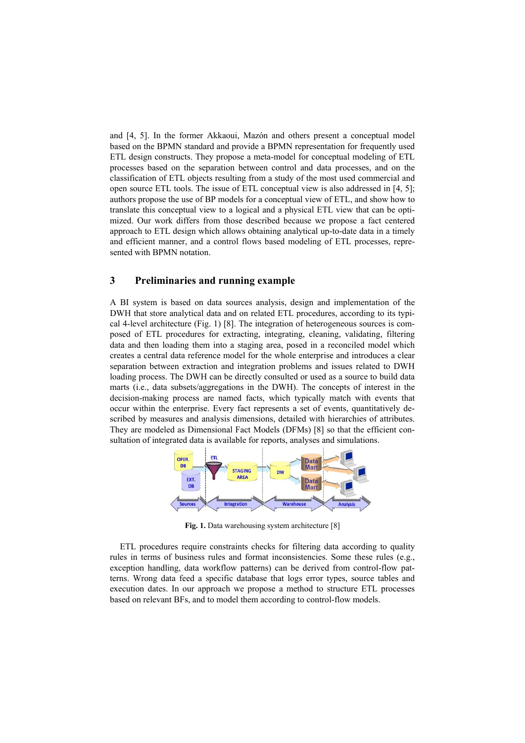and [4, 5]. In the former Akkaoui, Mazón and others present a conceptual model based on the BPMN standard and provide a BPMN representation for frequently used ETL design constructs. They propose a meta-model for conceptual modeling of ETL processes based on the separation between control and data processes, and on the classification of ETL objects resulting from a study of the most used commercial and open source ETL tools. The issue of ETL conceptual view is also addressed in [4, 5]; authors propose the use of BP models for a conceptual view of ETL, and show how to translate this conceptual view to a logical and a physical ETL view that can be optimized. Our work differs from those described because we propose a fact centered approach to ETL design which allows obtaining analytical up-to-date data in a timely and efficient manner, and a control flows based modeling of ETL processes, represented with BPMN notation.

## 3 Preliminaries and running example

A BI system is based on data sources analysis, design and implementation of the DWH that store analytical data and on related ETL procedures, according to its typical 4-level architecture (Fig. 1) [8]. The integration of heterogeneous sources is composed of ETL procedures for extracting, integrating, cleaning, validating, filtering data and then loading them into a staging area, posed in a reconciled model which creates a central data reference model for the whole enterprise and introduces a clear separation between extraction and integration problems and issues related to DWH loading process. The DWH can be directly consulted or used as a source to build data marts (i.e., data subsets/aggregations in the DWH). The concepts of interest in the decision-making process are named facts, which typically match with events that occur within the enterprise. Every fact represents a set of events, quantitatively described by measures and analysis dimensions, detailed with hierarchies of attributes. They are modeled as Dimensional Fact Models (DFMs) [8] so that the efficient consultation of integrated data is available for reports, analyses and simulations.

OPER. DB
EXT. DB
ETL
STAGING AREA
DW
Data Mart
Data Mart
Sources
Integration
Warehouse
Analysis

**Fig. 1.** Data warehousing system architecture [8]

ETL procedures require constraints checks for filtering data according to quality rules in terms of business rules and format inconsistencies. Some these rules (e.g., exception handling, data workflow patterns) can be derived from control-flow patterns. Wrong data feed a specific database that logs error types, source tables and execution dates. In our approach we propose a method to structure ETL processes based on relevant BFs, and to model them according to control-flow models.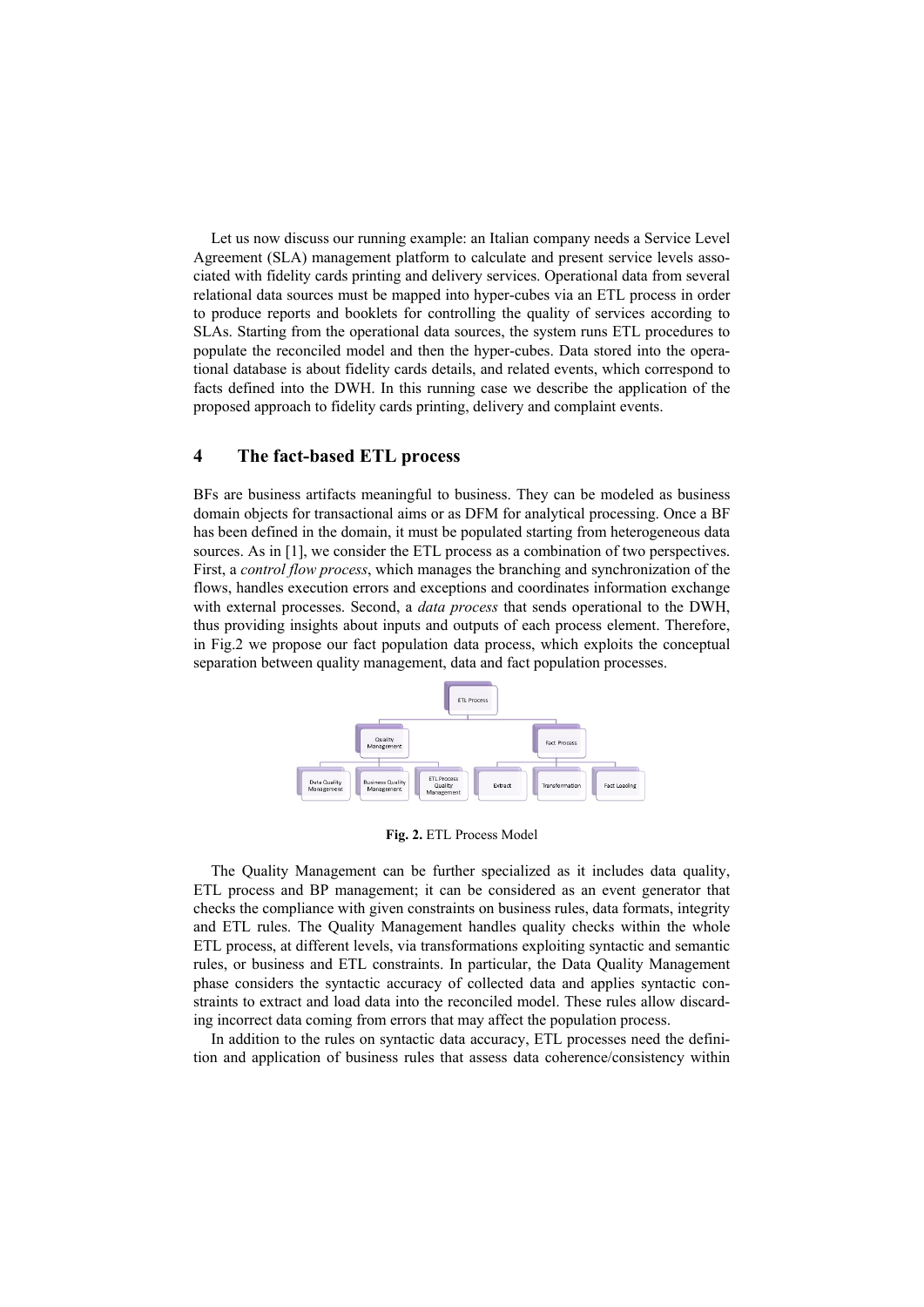Let us now discuss our running example: an Italian company needs a Service Level Agreement (SLA) management platform to calculate and present service levels associated with fidelity cards printing and delivery services. Operational data from several relational data sources must be mapped into hyper-cubes via an ETL process in order to produce reports and booklets for controlling the quality of services according to SLAs. Starting from the operational data sources, the system runs ETL procedures to populate the reconciled model and then the hyper-cubes. Data stored into the operational database is about fidelity cards details, and related events, which correspond to facts defined into the DWH. In this running case we describe the application of the proposed approach to fidelity cards printing, delivery and complaint events.

## 4 The fact-based ETL process

BFs are business artifacts meaningful to business. They can be modeled as business domain objects for transactional aims or as DFM for analytical processing. Once a BF has been defined in the domain, it must be populated starting from heterogeneous data sources. As in [1], we consider the ETL process as a combination of two perspectives. First, a *control flow process*, which manages the branching and synchronization of the flows, handles execution errors and exceptions and coordinates information exchange with external processes. Second, a *data process* that sends operational to the DWH, thus providing insights about inputs and outputs of each process element. Therefore, in Fig.2 we propose our fact population data process, which exploits the conceptual separation between quality management, data and fact population processes.

ETL Process

Quality Management

Fact Process

Data Quality Management

Business Quality Management

ETL Process Quality Management

Extract

Transformation

Fact Loading

**Fig. 2.** ETL Process Model

The Quality Management can be further specialized as it includes data quality, ETL process and BP management; it can be considered as an event generator that checks the compliance with given constraints on business rules, data formats, integrity and ETL rules. The Quality Management handles quality checks within the whole ETL process, at different levels, via transformations exploiting syntactic and semantic rules, or business and ETL constraints. In particular, the Data Quality Management phase considers the syntactic accuracy of collected data and applies syntactic constraints to extract and load data into the reconciled model. These rules allow discarding incorrect data coming from errors that may affect the population process.

In addition to the rules on syntactic data accuracy, ETL processes need the definition and application of business rules that assess data coherence/consistency within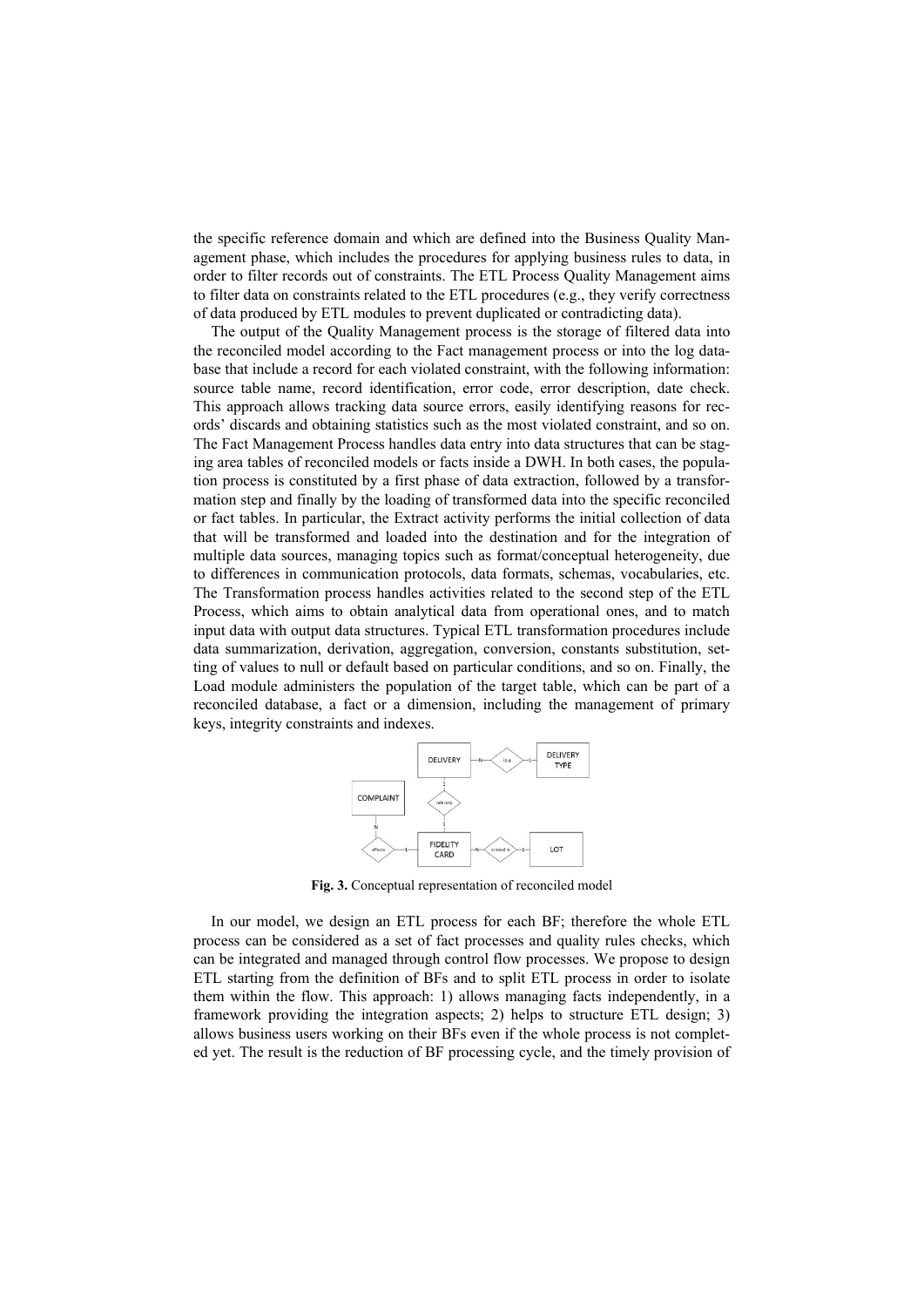the specific reference domain and which are defined into the Business Quality Management phase, which includes the procedures for applying business rules to data, in order to filter records out of constraints. The ETL Process Quality Management aims to filter data on constraints related to the ETL procedures (e.g., they verify correctness of data produced by ETL modules to prevent duplicated or contradicting data).

The output of the Quality Management process is the storage of filtered data into the reconciled model according to the Fact management process or into the log database that include a record for each violated constraint, with the following information: source table name, record identification, error code, error description, date check. This approach allows tracking data source errors, easily identifying reasons for records' discards and obtaining statistics such as the most violated constraint, and so on. The Fact Management Process handles data entry into data structures that can be staging area tables of reconciled models or facts inside a DWH. In both cases, the population process is constituted by a first phase of data extraction, followed by a transformation step and finally by the loading of transformed data into the specific reconciled or fact tables. In particular, the Extract activity performs the initial collection of data that will be transformed and loaded into the destination and for the integration of multiple data sources, managing topics such as format/conceptual heterogeneity, due to differences in communication protocols, data formats, schemas, vocabularies, etc. The Transformation process handles activities related to the second step of the ETL Process, which aims to obtain analytical data from operational ones, and to match input data with output data structures. Typical ETL transformation procedures include data summarization, derivation, aggregation, conversion, constants substitution, setting of values to null or default based on particular conditions, and so on. Finally, the Load module administers the population of the target table, which can be part of a reconciled database, a fact or a dimension, including the management of primary keys, integrity constraints and indexes.

DELIVERY
is a
DELIVERY TYPE
COMPLAINT
refers to
affects
FIDELITY CARD
printed in
LOT

**Fig. 3.** Conceptual representation of reconciled model

In our model, we design an ETL process for each BF; therefore the whole ETL process can be considered as a set of fact processes and quality rules checks, which can be integrated and managed through control flow processes. We propose to design ETL starting from the definition of BFs and to split ETL process in order to isolate them within the flow. This approach: 1) allows managing facts independently, in a framework providing the integration aspects; 2) helps to structure ETL design; 3) allows business users working on their BFs even if the whole process is not completed yet. The result is the reduction of BF processing cycle, and the timely provision of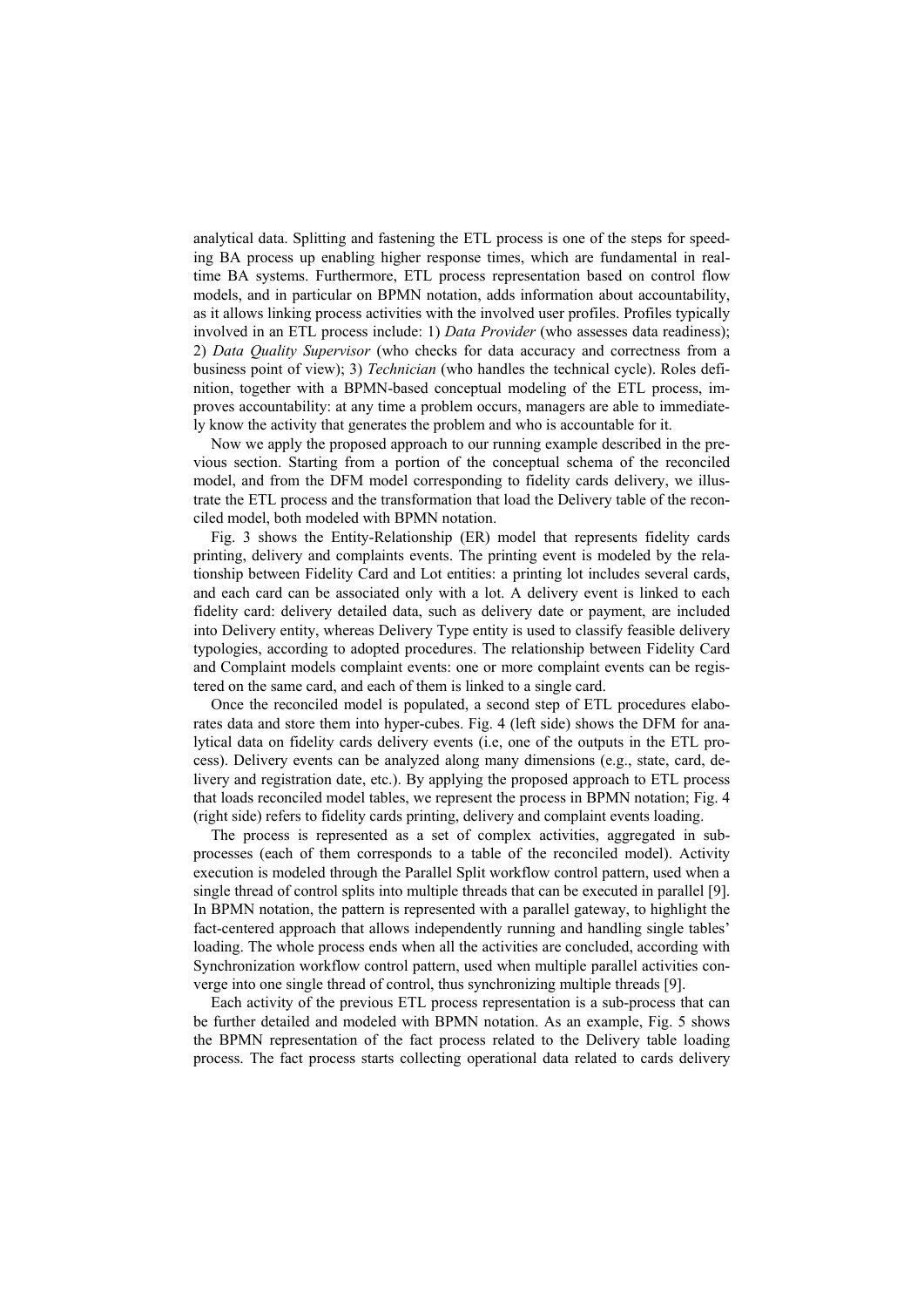analytical data. Splitting and fastening the ETL process is one of the steps for speeding BA process up enabling higher response times, which are fundamental in real-time BA systems. Furthermore, ETL process representation based on control flow models, and in particular on BPMN notation, adds information about accountability, as it allows linking process activities with the involved user profiles. Profiles typically involved in an ETL process include: 1) *Data Provider* (who assesses data readiness); 2) *Data Quality Supervisor* (who checks for data accuracy and correctness from a business point of view); 3) *Technician* (who handles the technical cycle). Roles definition, together with a BPMN-based conceptual modeling of the ETL process, improves accountability: at any time a problem occurs, managers are able to immediately know the activity that generates the problem and who is accountable for it.

Now we apply the proposed approach to our running example described in the previous section. Starting from a portion of the conceptual schema of the reconciled model, and from the DFM model corresponding to fidelity cards delivery, we illustrate the ETL process and the transformation that load the Delivery table of the reconciled model, both modeled with BPMN notation.

Fig. 3 shows the Entity-Relationship (ER) model that represents fidelity cards printing, delivery and complaints events. The printing event is modeled by the relationship between Fidelity Card and Lot entities: a printing lot includes several cards, and each card can be associated only with a lot. A delivery event is linked to each fidelity card: delivery detailed data, such as delivery date or payment, are included into Delivery entity, whereas Delivery Type entity is used to classify feasible delivery typologies, according to adopted procedures. The relationship between Fidelity Card and Complaint models complaint events: one or more complaint events can be registered on the same card, and each of them is linked to a single card.

Once the reconciled model is populated, a second step of ETL procedures elaborates data and store them into hyper-cubes. Fig. 4 (left side) shows the DFM for analytical data on fidelity cards delivery events (i.e, one of the outputs in the ETL process). Delivery events can be analyzed along many dimensions (e.g., state, card, delivery and registration date, etc.). By applying the proposed approach to ETL process that loads reconciled model tables, we represent the process in BPMN notation; Fig. 4 (right side) refers to fidelity cards printing, delivery and complaint events loading.

The process is represented as a set of complex activities, aggregated in sub-processes (each of them corresponds to a table of the reconciled model). Activity execution is modeled through the Parallel Split workflow control pattern, used when a single thread of control splits into multiple threads that can be executed in parallel [9]. In BPMN notation, the pattern is represented with a parallel gateway, to highlight the fact-centered approach that allows independently running and handling single tables' loading. The whole process ends when all the activities are concluded, according with Synchronization workflow control pattern, used when multiple parallel activities converge into one single thread of control, thus synchronizing multiple threads [9].

Each activity of the previous ETL process representation is a sub-process that can be further detailed and modeled with BPMN notation. As an example, Fig. 5 shows the BPMN representation of the fact process related to the Delivery table loading process. The fact process starts collecting operational data related to cards delivery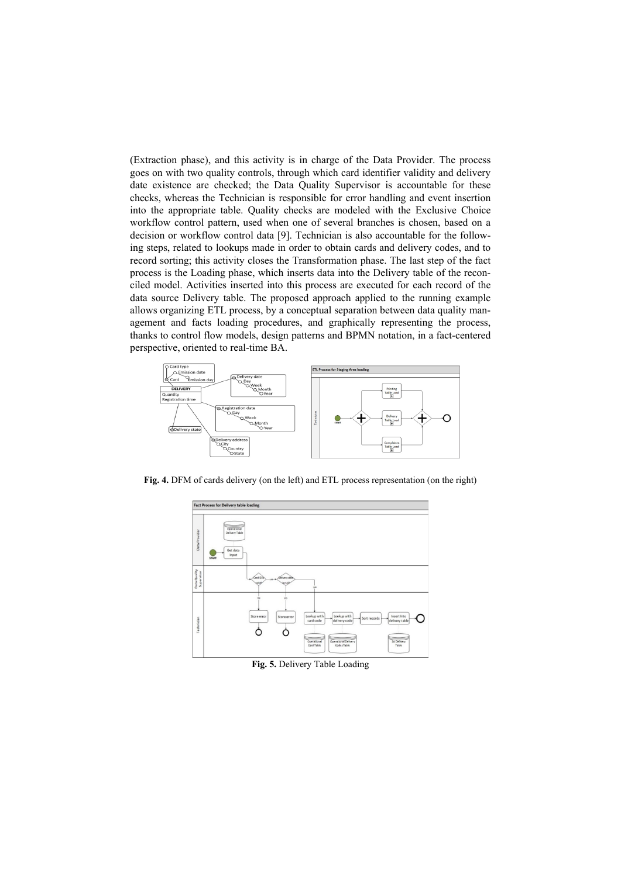(Extraction phase), and this activity is in charge of the Data Provider. The process goes on with two quality controls, through which card identifier validity and delivery date existence are checked; the Data Quality Supervisor is accountable for these checks, whereas the Technician is responsible for error handling and event insertion into the appropriate table. Quality checks are modeled with the Exclusive Choice workflow control pattern, used when one of several branches is chosen, based on a decision or workflow control data [9]. Technician is also accountable for the following steps, related to lookups made in order to obtain cards and delivery codes, and to record sorting; this activity closes the Transformation phase. The last step of the fact process is the Loading phase, which inserts data into the Delivery table of the reconciled model. Activities inserted into this process are executed for each record of the data source Delivery table. The proposed approach applied to the running example allows organizing ETL process, by a conceptual separation between data quality management and facts loading procedures, and graphically representing the process, thanks to control flow models, design patterns and BPMN notation, in a fact-centered perspective, oriented to real-time BA.

Card type
Emission date
Card
Emission day
DELIVERY
Quantity
Registration time
Delivery date
Day
Week
Month
Year
Registration date
Day
Week
Month
Year
Delivery state
Delivery address
City
Country
State

ETL Process for Staging Area loading
Technician
START
Printing Table Load
Delivery Table Load
Complaints Table Load

**Fig. 4.** DFM of cards delivery (on the left) and ETL process representation (on the right)

Fact Process for Delivery table loading
Data Provider
Data Quality Supervisor
Technician
Operational Delivery Table
START
Get data input
Card ID is valid?
Delivery date is null?
no
no
no
Store error
Store error
Lookup with card code
Lookup with delivery code
Sort records
Insert into delivery table
Operational Card Table
Operational Delivery States Table
SA Delivery Table

**Fig. 5.** Delivery Table Loading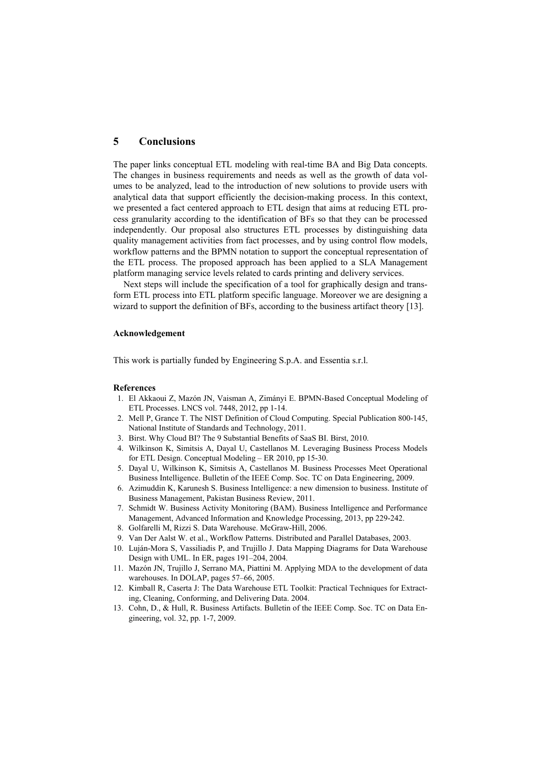## 5 Conclusions

The paper links conceptual ETL modeling with real-time BA and Big Data concepts. The changes in business requirements and needs as well as the growth of data volumes to be analyzed, lead to the introduction of new solutions to provide users with analytical data that support efficiently the decision-making process. In this context, we presented a fact centered approach to ETL design that aims at reducing ETL process granularity according to the identification of BFs so that they can be processed independently. Our proposal also structures ETL processes by distinguishing data quality management activities from fact processes, and by using control flow models, workflow patterns and the BPMN notation to support the conceptual representation of the ETL process. The proposed approach has been applied to a SLA Management platform managing service levels related to cards printing and delivery services.

Next steps will include the specification of a tool for graphically design and transform ETL process into ETL platform specific language. Moreover we are designing a wizard to support the definition of BFs, according to the business artifact theory [13].

#### Acknowledgement

This work is partially funded by Engineering S.p.A. and Essentia s.r.l.

#### References

1. El Akkaoui Z, Mazón JN, Vaisman A, Zimányi E. BPMN-Based Conceptual Modeling of ETL Processes. LNCS vol. 7448, 2012, pp 1-14.
2. Mell P, Grance T. The NIST Definition of Cloud Computing. Special Publication 800-145, National Institute of Standards and Technology, 2011.
3. Birst. Why Cloud BI? The 9 Substantial Benefits of SaaS BI. Birst, 2010.
4. Wilkinson K, Simitsis A, Dayal U, Castellanos M. Leveraging Business Process Models for ETL Design. Conceptual Modeling – ER 2010, pp 15-30.
5. Dayal U, Wilkinson K, Simitsis A, Castellanos M. Business Processes Meet Operational Business Intelligence. Bulletin of the IEEE Comp. Soc. TC on Data Engineering, 2009.
6. Azimuddin K, Karunesh S. Business Intelligence: a new dimension to business. Institute of Business Management, Pakistan Business Review, 2011.
7. Schmidt W. Business Activity Monitoring (BAM). Business Intelligence and Performance Management, Advanced Information and Knowledge Processing, 2013, pp 229-242.
8. Golfarelli M, Rizzi S. Data Warehouse. McGraw-Hill, 2006.
9. Van Der Aalst W. et al., Workflow Patterns. Distributed and Parallel Databases, 2003.
10. Luján-Mora S, Vassiliadis P, and Trujillo J. Data Mapping Diagrams for Data Warehouse Design with UML. In ER, pages 191–204, 2004.
11. Mazón JN, Trujillo J, Serrano MA, Piattini M. Applying MDA to the development of data warehouses. In DOLAP, pages 57–66, 2005.
12. Kimball R, Caserta J: The Data Warehouse ETL Toolkit: Practical Techniques for Extracting, Cleaning, Conforming, and Delivering Data. 2004.
13. Cohn, D., & Hull, R. Business Artifacts. Bulletin of the IEEE Comp. Soc. TC on Data Engineering, vol. 32, pp. 1-7, 2009.